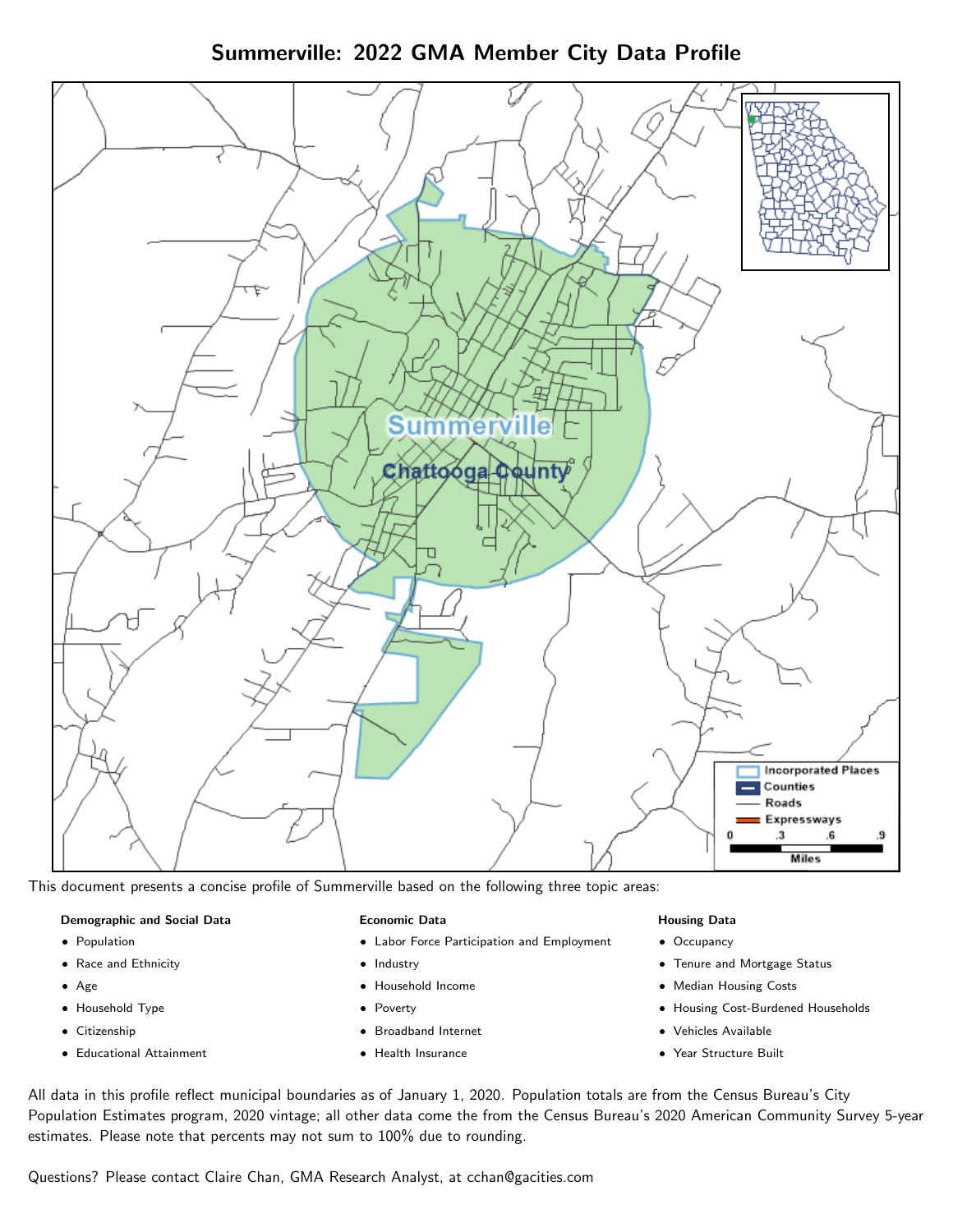# Summerville: 2022 GMA Member City Data Profile

This document presents a concise profile of Summerville based on the following three topic areas:

**Demographic and Social Data**

- Population
- Race and Ethnicity
- Age
- Household Type
- Citizenship
- Educational Attainment

**Economic Data**

- Labor Force Participation and Employment
- Industry
- Household Income
- Poverty
- Broadband Internet
- Health Insurance

**Housing Data**

- Occupancy
- Tenure and Mortgage Status
- Median Housing Costs
- Housing Cost-Burdened Households
- Vehicles Available
- Year Structure Built

All data in this profile reflect municipal boundaries as of January 1, 2020. Population totals are from the Census Bureau's City Population Estimates program, 2020 vintage; all other data come the from the Census Bureau's 2020 American Community Survey 5-year estimates. Please note that percents may not sum to 100% due to rounding.

Questions? Please contact Claire Chan, GMA Research Analyst, at cchan@gacities.com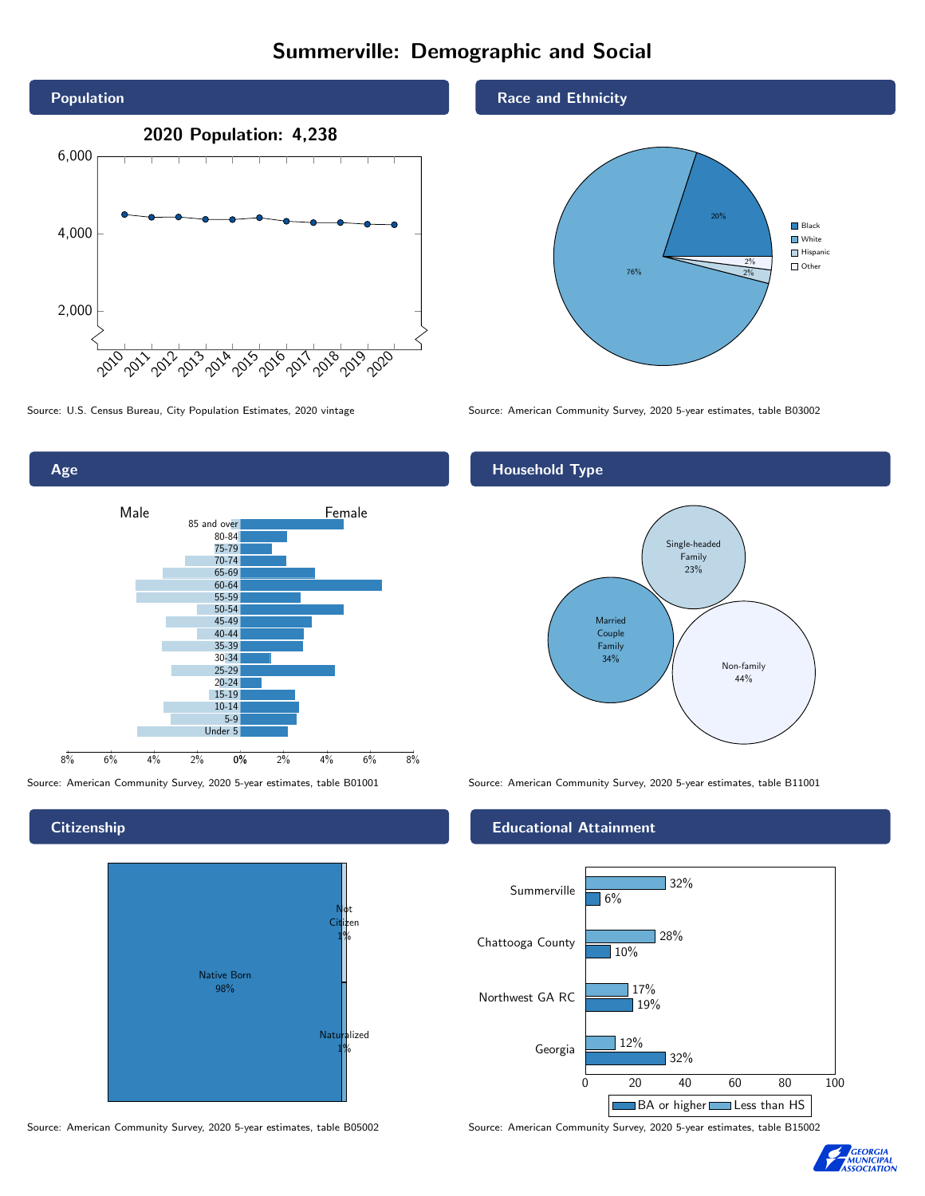# Summerville: Demographic and Social

## Population

**2020 Population: 4,238**

Source: U.S. Census Bureau, City Population Estimates, 2020 vintage

## Race and Ethnicity

| Race/Ethnicity | Percent |
| --- | --- |
| Black | 20% |
| White | 76% |
| Hispanic | 2% |
| Other | 2% |

Source: American Community Survey, 2020 5-year estimates, table B03002

## Age

Male / Female

Age groups: 85 and over, 80-84, 75-79, 70-74, 65-69, 60-64, 55-59, 50-54, 45-49, 40-44, 35-39, 30-34, 25-29, 20-24, 15-19, 10-14, 5-9, Under 5

Source: American Community Survey, 2020 5-year estimates, table B01001

## Household Type

| Household Type | Percent |
| --- | --- |
| Single-headed Family | 23% |
| Married Couple Family | 34% |
| Non-family | 44% |

Source: American Community Survey, 2020 5-year estimates, table B11001

## Citizenship

| Citizenship | Percent |
| --- | --- |
| Native Born | 98% |
| Not Citizen | 1% |
| Naturalized | 1% |

Source: American Community Survey, 2020 5-year estimates, table B05002

## Educational Attainment

| Area | Less than HS | BA or higher |
| --- | --- | --- |
| Summerville | 32% | 6% |
| Chattooga County | 28% | 10% |
| Northwest GA RC | 17% | 19% |
| Georgia | 12% | 32% |

Source: American Community Survey, 2020 5-year estimates, table B15002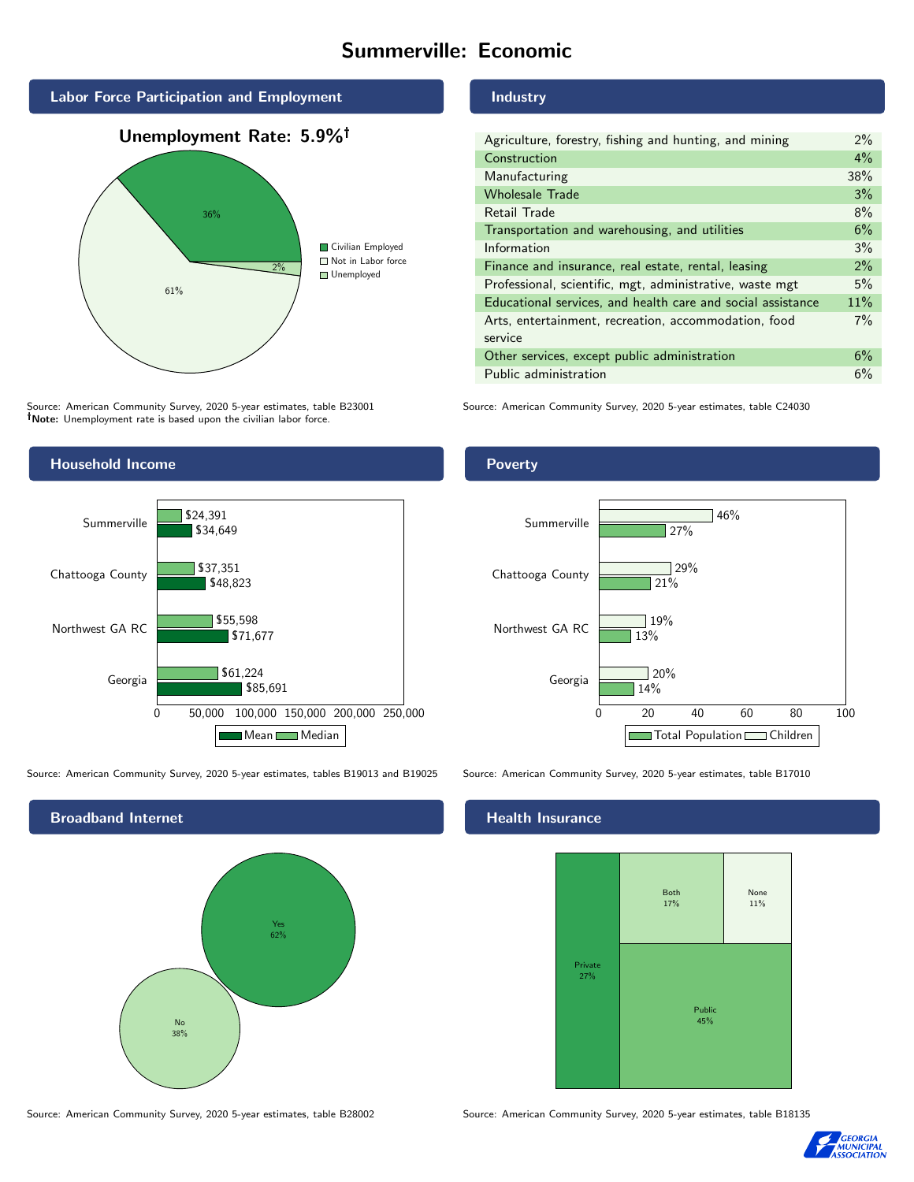# Summerville: Economic

## Labor Force Participation and Employment

**Unemployment Rate: 5.9%†**

| Category | Percent |
| --- | --- |
| Civilian Employed | 36% |
| Not in Labor force | 61% |
| Unemployed | 2% |

Source: American Community Survey, 2020 5-year estimates, table B23001
**†Note:** Unemployment rate is based upon the civilian labor force.

## Industry

| Industry | Percent |
| --- | --- |
| Agriculture, forestry, fishing and hunting, and mining | 2% |
| Construction | 4% |
| Manufacturing | 38% |
| Wholesale Trade | 3% |
| Retail Trade | 8% |
| Transportation and warehousing, and utilities | 6% |
| Information | 3% |
| Finance and insurance, real estate, rental, leasing | 2% |
| Professional, scientific, mgt, administrative, waste mgt | 5% |
| Educational services, and health care and social assistance | 11% |
| Arts, entertainment, recreation, accommodation, food service | 7% |
| Other services, except public administration | 6% |
| Public administration | 6% |

Source: American Community Survey, 2020 5-year estimates, table C24030

## Household Income

| Area | Median | Mean |
| --- | --- | --- |
| Summerville | $24,391 | $34,649 |
| Chattooga County | $37,351 | $48,823 |
| Northwest GA RC | $55,598 | $71,677 |
| Georgia | $61,224 | $85,691 |

Source: American Community Survey, 2020 5-year estimates, tables B19013 and B19025

## Poverty

| Area | Children | Total Population |
| --- | --- | --- |
| Summerville | 46% | 27% |
| Chattooga County | 29% | 21% |
| Northwest GA RC | 19% | 13% |
| Georgia | 20% | 14% |

Source: American Community Survey, 2020 5-year estimates, table B17010

## Broadband Internet

| Response | Percent |
| --- | --- |
| Yes | 62% |
| No | 38% |

Source: American Community Survey, 2020 5-year estimates, table B28002

## Health Insurance

| Type | Percent |
| --- | --- |
| Private | 27% |
| Both | 17% |
| None | 11% |
| Public | 45% |

Source: American Community Survey, 2020 5-year estimates, table B18135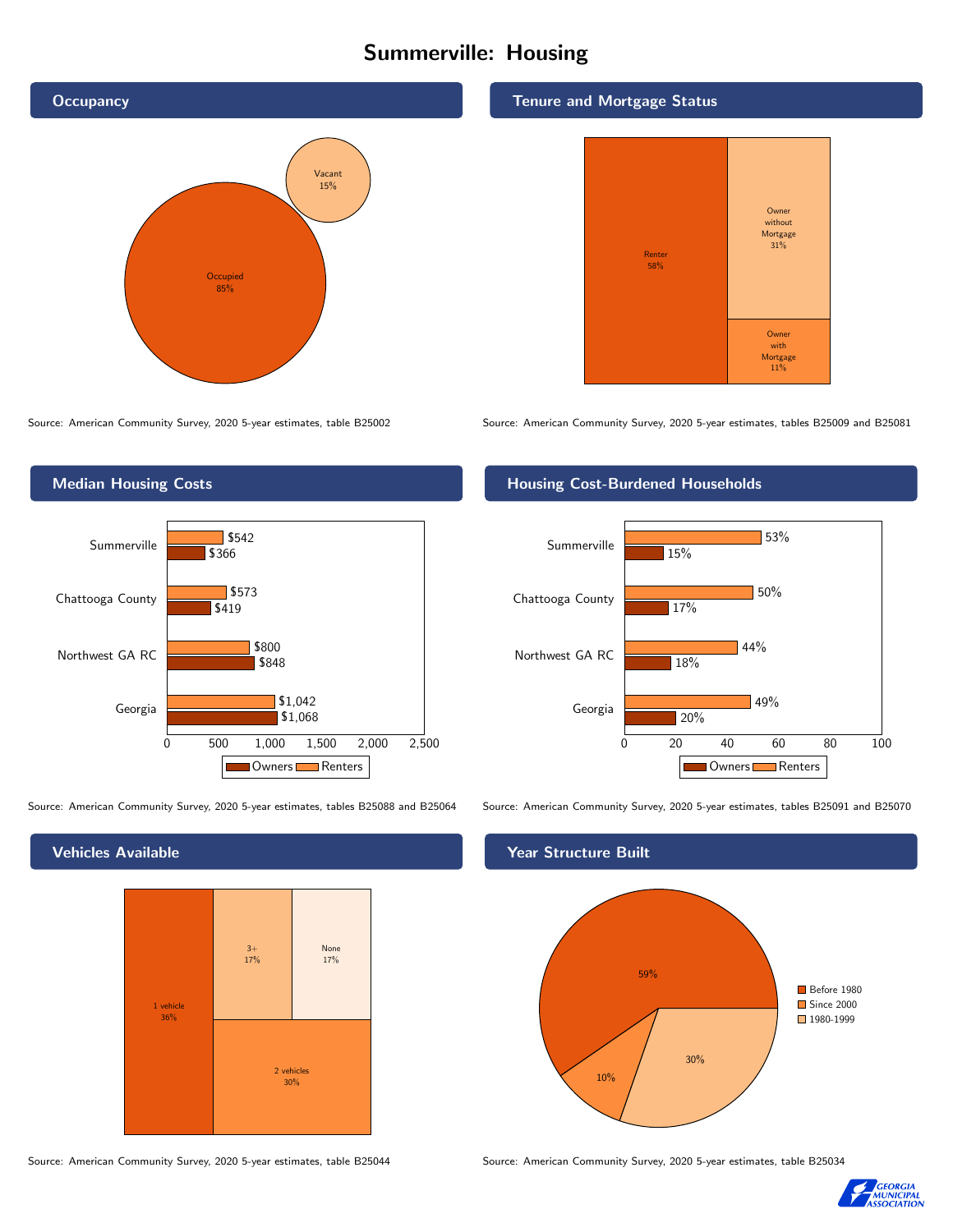# Summerville: Housing

## Occupancy

Vacant
15%

Occupied
85%

Source: American Community Survey, 2020 5-year estimates, table B25002

## Tenure and Mortgage Status

Renter
58%

Owner
without
Mortgage
31%

Owner
with
Mortgage
11%

Source: American Community Survey, 2020 5-year estimates, tables B25009 and B25081

## Median Housing Costs

Summerville
$542
$366

Chattooga County
$573
$419

Northwest GA RC
$800
$848

Georgia
$1,042
$1,068

0 500 1,000 1,500 2,000 2,500

Owners Renters

Source: American Community Survey, 2020 5-year estimates, tables B25088 and B25064

## Housing Cost-Burdened Households

Summerville
53%
15%

Chattooga County
50%
17%

Northwest GA RC
44%
18%

Georgia
49%
20%

0 20 40 60 80 100

Owners Renters

Source: American Community Survey, 2020 5-year estimates, tables B25091 and B25070

## Vehicles Available

1 vehicle
36%

3+
17%

None
17%

2 vehicles
30%

Source: American Community Survey, 2020 5-year estimates, table B25044

## Year Structure Built

59%

10%

30%

Before 1980
Since 2000
1980-1999

Source: American Community Survey, 2020 5-year estimates, table B25034

GEORGIA MUNICIPAL ASSOCIATION